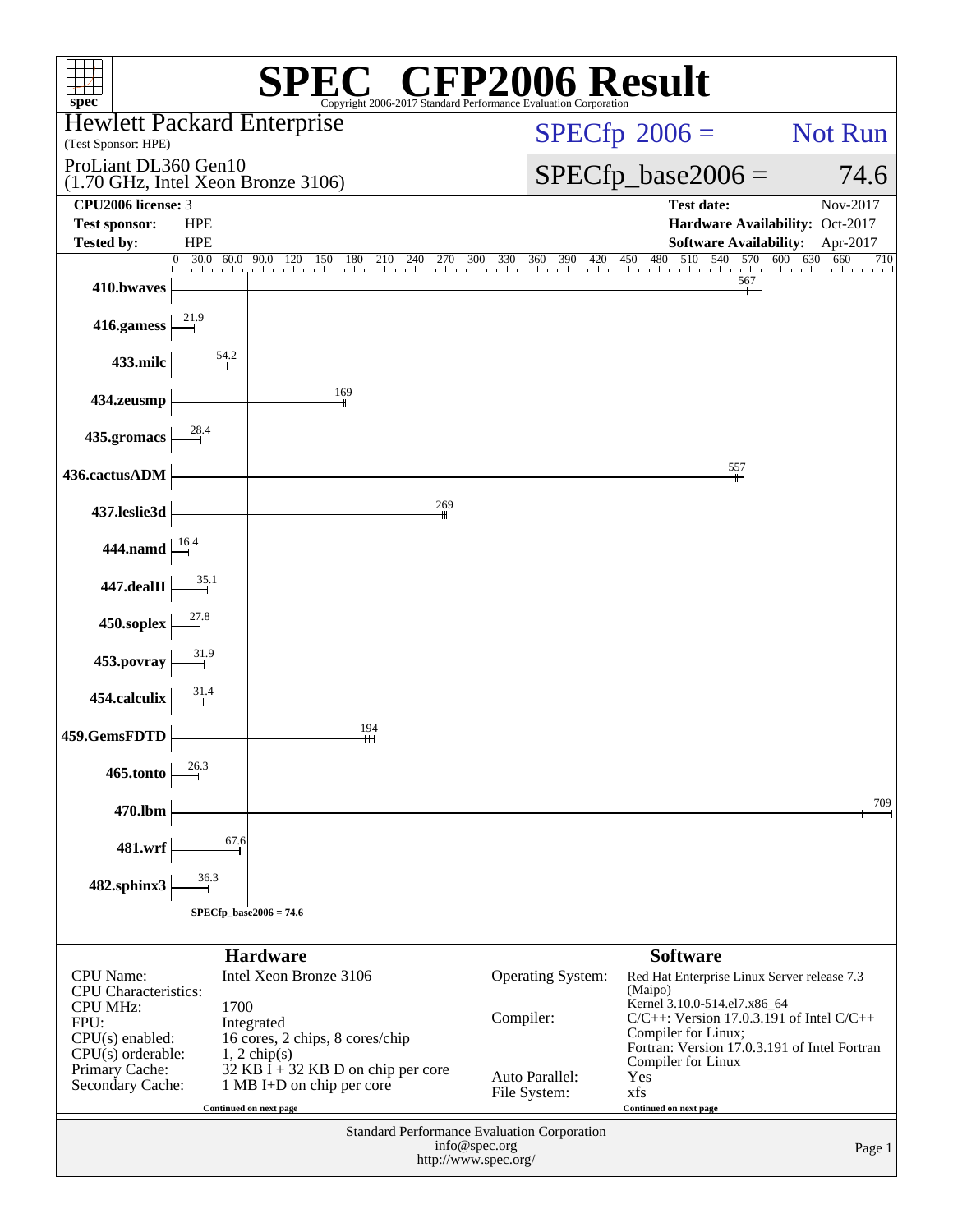# SPEC® CFP2006 Result

Copyright 2006-2017 Standard Performance Evaluation Corporation

**Hewlett Packard Enterprise**
(Test Sponsor: HPE)

**ProLiant DL360 Gen10**
(1.70 GHz, Intel Xeon Bronze 3106)

SPECfp 2006 = Not Run

SPECfp_base2006 = 74.6

| | | | |
|---|---|---|---|
| **CPU2006 license:** | 3 | **Test date:** | Nov-2017 |
| **Test sponsor:** | HPE | **Hardware Availability:** | Oct-2017 |
| **Tested by:** | HPE | **Software Availability:** | Apr-2017 |

| Benchmark | Base Ratio |
|---|---|
| 410.bwaves | 567 |
| 416.gamess | 21.9 |
| 433.milc | 54.2 |
| 434.zeusmp | 169 |
| 435.gromacs | 28.4 |
| 436.cactusADM | 557 |
| 437.leslie3d | 269 |
| 444.namd | 16.4 |
| 447.dealII | 35.1 |
| 450.soplex | 27.8 |
| 453.povray | 31.9 |
| 454.calculix | 31.4 |
| 459.GemsFDTD | 194 |
| 465.tonto | 26.3 |
| 470.lbm | 709 |
| 481.wrf | 67.6 |
| 482.sphinx3 | 36.3 |

SPECfp_base2006 = 74.6

## Hardware

| | |
|---|---|
| CPU Name: | Intel Xeon Bronze 3106 |
| CPU Characteristics: | |
| CPU MHz: | 1700 |
| FPU: | Integrated |
| CPU(s) enabled: | 16 cores, 2 chips, 8 cores/chip |
| CPU(s) orderable: | 1, 2 chip(s) |
| Primary Cache: | 32 KB I + 32 KB D on chip per core |
| Secondary Cache: | 1 MB I+D on chip per core |

Continued on next page

## Software

| | |
|---|---|
| Operating System: | Red Hat Enterprise Linux Server release 7.3 (Maipo) Kernel 3.10.0-514.el7.x86_64 |
| Compiler: | C/C++: Version 17.0.3.191 of Intel C/C++ Compiler for Linux; Fortran: Version 17.0.3.191 of Intel Fortran Compiler for Linux |
| Auto Parallel: | Yes |
| File System: | xfs |

Continued on next page

Standard Performance Evaluation Corporation
info@spec.org
http://www.spec.org/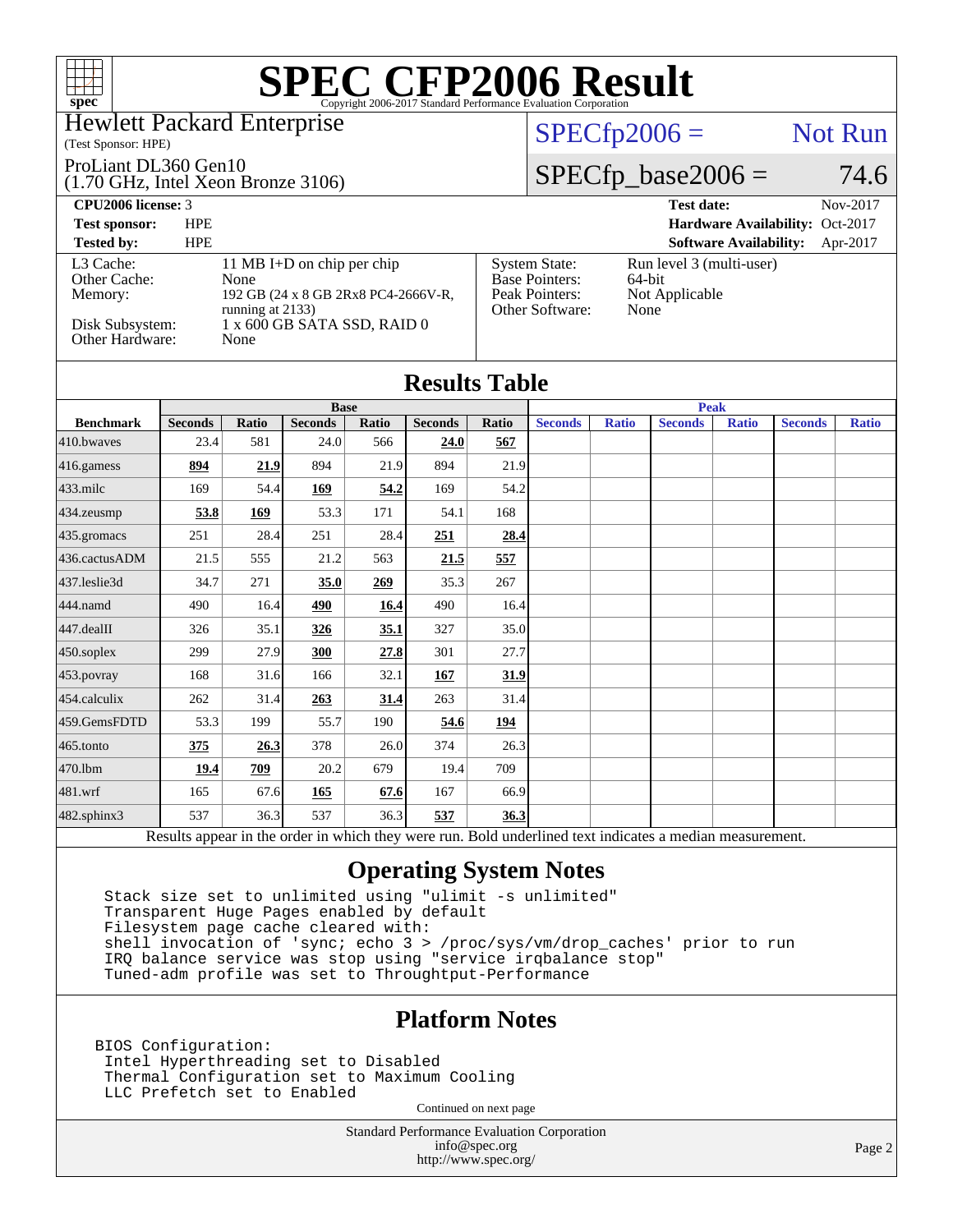# SPEC CFP2006 Result

Copyright 2006-2017 Standard Performance Evaluation Corporation

Hewlett Packard Enterprise
(Test Sponsor: HPE)

ProLiant DL360 Gen10
(1.70 GHz, Intel Xeon Bronze 3106)

SPECfp2006 = Not Run

SPECfp_base2006 = 74.6

| | | | |
|---|---|---|---|
| **CPU2006 license:** | 3 | **Test date:** | Nov-2017 |
| **Test sponsor:** | HPE | **Hardware Availability:** | Oct-2017 |
| **Tested by:** | HPE | **Software Availability:** | Apr-2017 |

| | |
|---|---|
| L3 Cache: | 11 MB I+D on chip per chip |
| Other Cache: | None |
| Memory: | 192 GB (24 x 8 GB 2Rx8 PC4-2666V-R, running at 2133) |
| Disk Subsystem: | 1 x 600 GB SATA SSD, RAID 0 |
| Other Hardware: | None |

| | |
|---|---|
| System State: | Run level 3 (multi-user) |
| Base Pointers: | 64-bit |
| Peak Pointers: | Not Applicable |
| Other Software: | None |

## Results Table

| | Base | | | | | | Peak | | | | | |
|---|---|---|---|---|---|---|---|---|---|---|---|---|
| **Benchmark** | **Seconds** | **Ratio** | **Seconds** | **Ratio** | **Seconds** | **Ratio** | **Seconds** | **Ratio** | **Seconds** | **Ratio** | **Seconds** | **Ratio** |
| 410.bwaves | 23.4 | 581 | 24.0 | 566 | **24.0** | **567** | | | | | | |
| 416.gamess | **894** | **21.9** | 894 | 21.9 | 894 | 21.9 | | | | | | |
| 433.milc | 169 | 54.4 | **169** | **54.2** | 169 | 54.2 | | | | | | |
| 434.zeusmp | **53.8** | **169** | 53.3 | 171 | 54.1 | 168 | | | | | | |
| 435.gromacs | 251 | 28.4 | 251 | 28.4 | **251** | **28.4** | | | | | | |
| 436.cactusADM | 21.5 | 555 | 21.2 | 563 | **21.5** | **557** | | | | | | |
| 437.leslie3d | 34.7 | 271 | **35.0** | **269** | 35.3 | 267 | | | | | | |
| 444.namd | 490 | 16.4 | **490** | **16.4** | 490 | 16.4 | | | | | | |
| 447.dealII | 326 | 35.1 | **326** | **35.1** | 327 | 35.0 | | | | | | |
| 450.soplex | 299 | 27.9 | **300** | **27.8** | 301 | 27.7 | | | | | | |
| 453.povray | 168 | 31.6 | 166 | 32.1 | **167** | **31.9** | | | | | | |
| 454.calculix | 262 | 31.4 | **263** | **31.4** | 263 | 31.4 | | | | | | |
| 459.GemsFDTD | 53.3 | 199 | 55.7 | 190 | **54.6** | **194** | | | | | | |
| 465.tonto | **375** | **26.3** | 378 | 26.0 | 374 | 26.3 | | | | | | |
| 470.lbm | **19.4** | **709** | 20.2 | 679 | 19.4 | 709 | | | | | | |
| 481.wrf | 165 | 67.6 | **165** | **67.6** | 167 | 66.9 | | | | | | |
| 482.sphinx3 | 537 | 36.3 | 537 | 36.3 | **537** | **36.3** | | | | | | |

Results appear in the order in which they were run. Bold underlined text indicates a median measurement.

## Operating System Notes

```
Stack size set to unlimited using "ulimit -s unlimited"
Transparent Huge Pages enabled by default
Filesystem page cache cleared with:
shell invocation of 'sync; echo 3 > /proc/sys/vm/drop_caches' prior to run
IRQ balance service was stop using "service irqbalance stop"
Tuned-adm profile was set to Throughtput-Performance
```

## Platform Notes

```
BIOS Configuration:
 Intel Hyperthreading set to Disabled
 Thermal Configuration set to Maximum Cooling
 LLC Prefetch set to Enabled
```

Continued on next page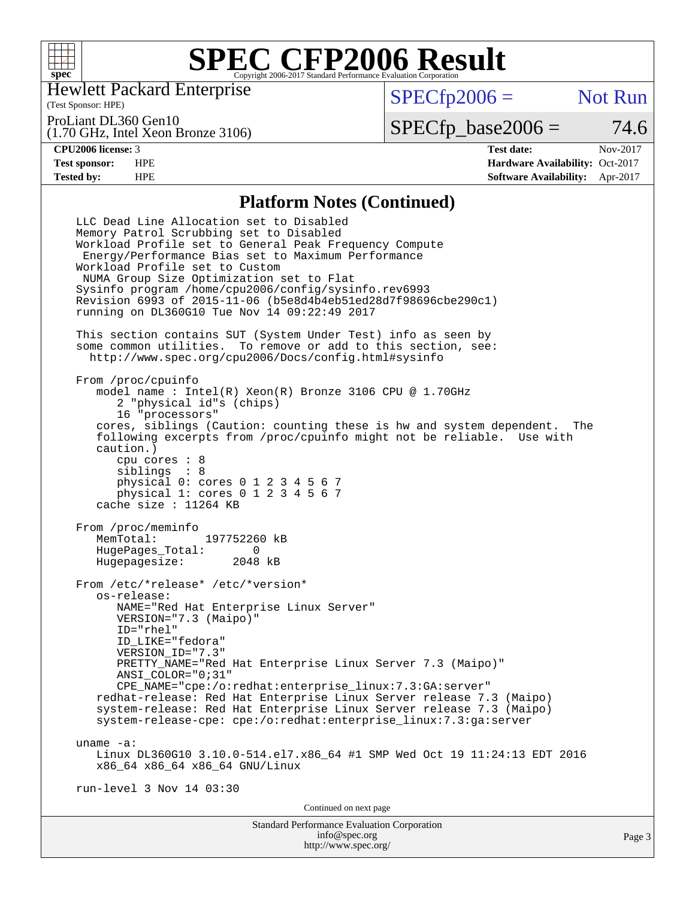# SPEC CFP2006 Result

Copyright 2006-2017 Standard Performance Evaluation Corporation

Hewlett Packard Enterprise
(Test Sponsor: HPE)

ProLiant DL360 Gen10
(1.70 GHz, Intel Xeon Bronze 3106)

SPECfp2006 = Not Run

SPECfp_base2006 = 74.6

**CPU2006 license:** 3
**Test sponsor:** HPE
**Tested by:** HPE

**Test date:** Nov-2017
**Hardware Availability:** Oct-2017
**Software Availability:** Apr-2017

## Platform Notes (Continued)

```
LLC Dead Line Allocation set to Disabled
Memory Patrol Scrubbing set to Disabled
Workload Profile set to General Peak Frequency Compute
 Energy/Performance Bias set to Maximum Performance
Workload Profile set to Custom
 NUMA Group Size Optimization set to Flat
Sysinfo program /home/cpu2006/config/sysinfo.rev6993
Revision 6993 of 2015-11-06 (b5e8d4b4eb51ed28d7f98696cbe290c1)
running on DL360G10 Tue Nov 14 09:22:49 2017

This section contains SUT (System Under Test) info as seen by
some common utilities.  To remove or add to this section, see:
  http://www.spec.org/cpu2006/Docs/config.html#sysinfo

From /proc/cpuinfo
   model name : Intel(R) Xeon(R) Bronze 3106 CPU @ 1.70GHz
      2 "physical id"s (chips)
      16 "processors"
   cores, siblings (Caution: counting these is hw and system dependent.  The
   following excerpts from /proc/cpuinfo might not be reliable.  Use with
   caution.)
      cpu cores : 8
      siblings  : 8
      physical 0: cores 0 1 2 3 4 5 6 7
      physical 1: cores 0 1 2 3 4 5 6 7
   cache size : 11264 KB

From /proc/meminfo
   MemTotal:       197752260 kB
   HugePages_Total:       0
   Hugepagesize:       2048 kB

From /etc/*release* /etc/*version*
   os-release:
      NAME="Red Hat Enterprise Linux Server"
      VERSION="7.3 (Maipo)"
      ID="rhel"
      ID_LIKE="fedora"
      VERSION_ID="7.3"
      PRETTY_NAME="Red Hat Enterprise Linux Server 7.3 (Maipo)"
      ANSI_COLOR="0;31"
      CPE_NAME="cpe:/o:redhat:enterprise_linux:7.3:GA:server"
   redhat-release: Red Hat Enterprise Linux Server release 7.3 (Maipo)
   system-release: Red Hat Enterprise Linux Server release 7.3 (Maipo)
   system-release-cpe: cpe:/o:redhat:enterprise_linux:7.3:ga:server

uname -a:
   Linux DL360G10 3.10.0-514.el7.x86_64 #1 SMP Wed Oct 19 11:24:13 EDT 2016
   x86_64 x86_64 x86_64 GNU/Linux

run-level 3 Nov 14 03:30
```

Continued on next page

Standard Performance Evaluation Corporation
info@spec.org
http://www.spec.org/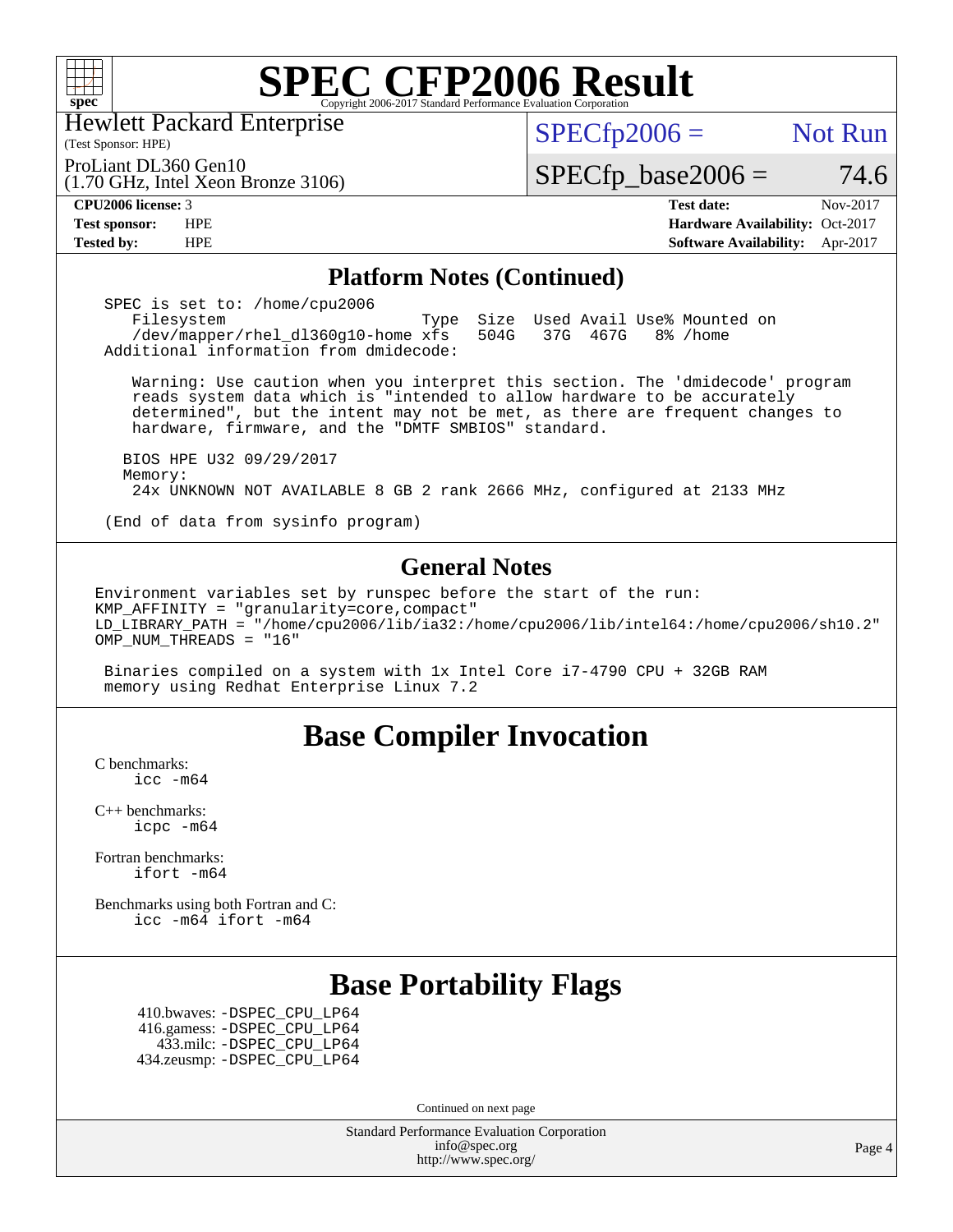# SPEC CFP2006 Result

Copyright 2006-2017 Standard Performance Evaluation Corporation

Hewlett Packard Enterprise
(Test Sponsor: HPE)

ProLiant DL360 Gen10
(1.70 GHz, Intel Xeon Bronze 3106)

SPECfp2006 = Not Run

SPECfp_base2006 = 74.6

| | | | |
|---|---|---|---|
| **CPU2006 license:** 3 | | **Test date:** | Nov-2017 |
| **Test sponsor:** | HPE | **Hardware Availability:** | Oct-2017 |
| **Tested by:** | HPE | **Software Availability:** | Apr-2017 |

## Platform Notes (Continued)

```
 SPEC is set to: /home/cpu2006
    Filesystem                     Type  Size  Used Avail Use% Mounted on
    /dev/mapper/rhel_dl360g10-home xfs   504G   37G  467G   8% /home
 Additional information from dmidecode:

    Warning: Use caution when you interpret this section. The 'dmidecode' program
    reads system data which is "intended to allow hardware to be accurately
    determined", but the intent may not be met, as there are frequent changes to
    hardware, firmware, and the "DMTF SMBIOS" standard.

   BIOS HPE U32 09/29/2017
   Memory:
    24x UNKNOWN NOT AVAILABLE 8 GB 2 rank 2666 MHz, configured at 2133 MHz

 (End of data from sysinfo program)
```

## General Notes

```
Environment variables set by runspec before the start of the run:
KMP_AFFINITY = "granularity=core,compact"
LD_LIBRARY_PATH = "/home/cpu2006/lib/ia32:/home/cpu2006/lib/intel64:/home/cpu2006/sh10.2"
OMP_NUM_THREADS = "16"

 Binaries compiled on a system with 1x Intel Core i7-4790 CPU + 32GB RAM
 memory using Redhat Enterprise Linux 7.2
```

## Base Compiler Invocation

C benchmarks:
    icc -m64

C++ benchmarks:
    icpc -m64

Fortran benchmarks:
    ifort -m64

Benchmarks using both Fortran and C:
    icc -m64 ifort -m64

## Base Portability Flags

410.bwaves: -DSPEC_CPU_LP64
416.gamess: -DSPEC_CPU_LP64
433.milc: -DSPEC_CPU_LP64
434.zeusmp: -DSPEC_CPU_LP64

Continued on next page

Standard Performance Evaluation Corporation
info@spec.org
http://www.spec.org/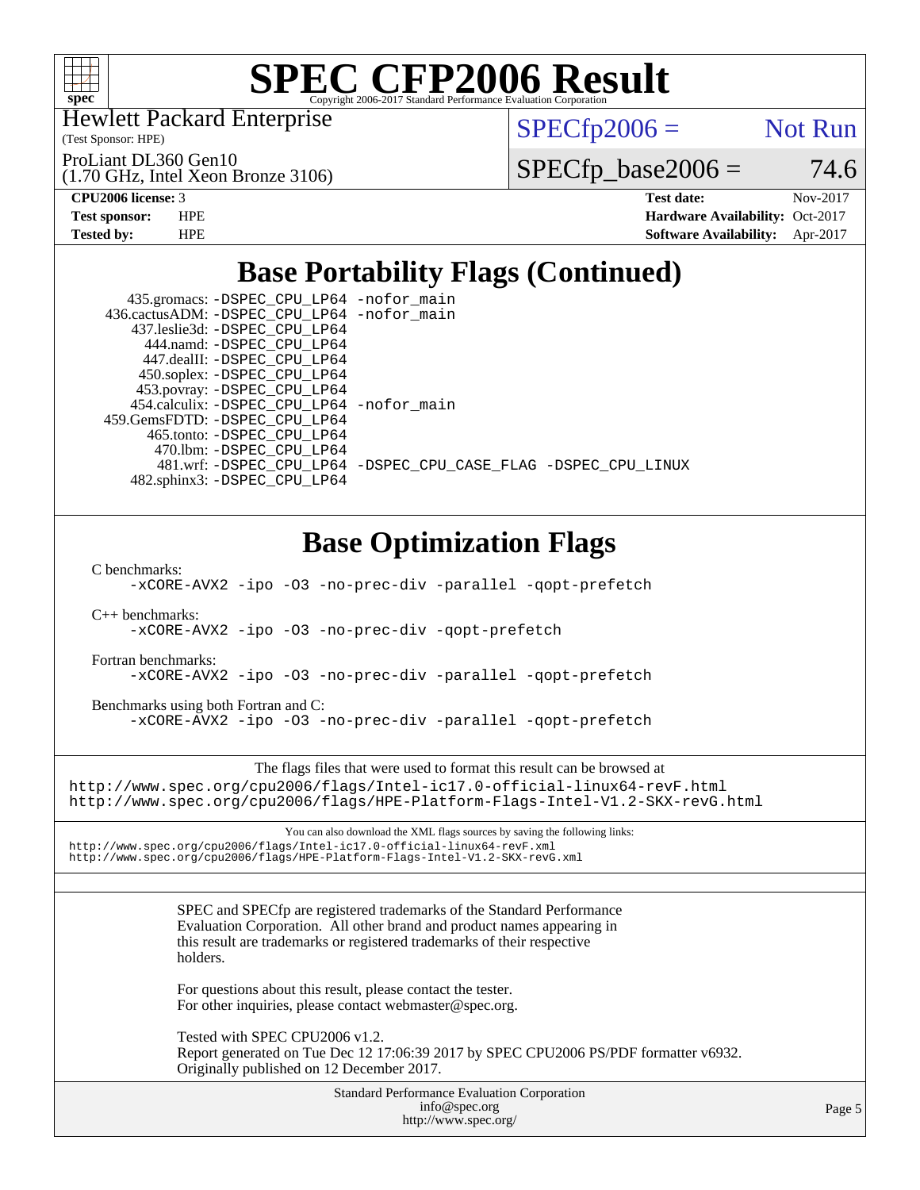# SPEC CFP2006 Result

Copyright 2006-2017 Standard Performance Evaluation Corporation

Hewlett Packard Enterprise
(Test Sponsor: HPE)

ProLiant DL360 Gen10
(1.70 GHz, Intel Xeon Bronze 3106)

SPECfp2006 = Not Run

SPECfp_base2006 = 74.6

| | | | |
|---|---|---|---|
| **CPU2006 license:** | 3 | **Test date:** | Nov-2017 |
| **Test sponsor:** | HPE | **Hardware Availability:** | Oct-2017 |
| **Tested by:** | HPE | **Software Availability:** | Apr-2017 |

## Base Portability Flags (Continued)

435.gromacs: -DSPEC_CPU_LP64 -nofor_main
436.cactusADM: -DSPEC_CPU_LP64 -nofor_main
437.leslie3d: -DSPEC_CPU_LP64
444.namd: -DSPEC_CPU_LP64
447.dealII: -DSPEC_CPU_LP64
450.soplex: -DSPEC_CPU_LP64
453.povray: -DSPEC_CPU_LP64
454.calculix: -DSPEC_CPU_LP64 -nofor_main
459.GemsFDTD: -DSPEC_CPU_LP64
465.tonto: -DSPEC_CPU_LP64
470.lbm: -DSPEC_CPU_LP64
481.wrf: -DSPEC_CPU_LP64 -DSPEC_CPU_CASE_FLAG -DSPEC_CPU_LINUX
482.sphinx3: -DSPEC_CPU_LP64

## Base Optimization Flags

C benchmarks:
-xCORE-AVX2 -ipo -O3 -no-prec-div -parallel -qopt-prefetch

C++ benchmarks:
-xCORE-AVX2 -ipo -O3 -no-prec-div -qopt-prefetch

Fortran benchmarks:
-xCORE-AVX2 -ipo -O3 -no-prec-div -parallel -qopt-prefetch

Benchmarks using both Fortran and C:
-xCORE-AVX2 -ipo -O3 -no-prec-div -parallel -qopt-prefetch

The flags files that were used to format this result can be browsed at
http://www.spec.org/cpu2006/flags/Intel-ic17.0-official-linux64-revF.html
http://www.spec.org/cpu2006/flags/HPE-Platform-Flags-Intel-V1.2-SKX-revG.html

You can also download the XML flags sources by saving the following links:
http://www.spec.org/cpu2006/flags/Intel-ic17.0-official-linux64-revF.xml
http://www.spec.org/cpu2006/flags/HPE-Platform-Flags-Intel-V1.2-SKX-revG.xml

SPEC and SPECfp are registered trademarks of the Standard Performance Evaluation Corporation. All other brand and product names appearing in this result are trademarks or registered trademarks of their respective holders.

For questions about this result, please contact the tester.
For other inquiries, please contact webmaster@spec.org.

Tested with SPEC CPU2006 v1.2.
Report generated on Tue Dec 12 17:06:39 2017 by SPEC CPU2006 PS/PDF formatter v6932.
Originally published on 12 December 2017.

Standard Performance Evaluation Corporation
info@spec.org
http://www.spec.org/